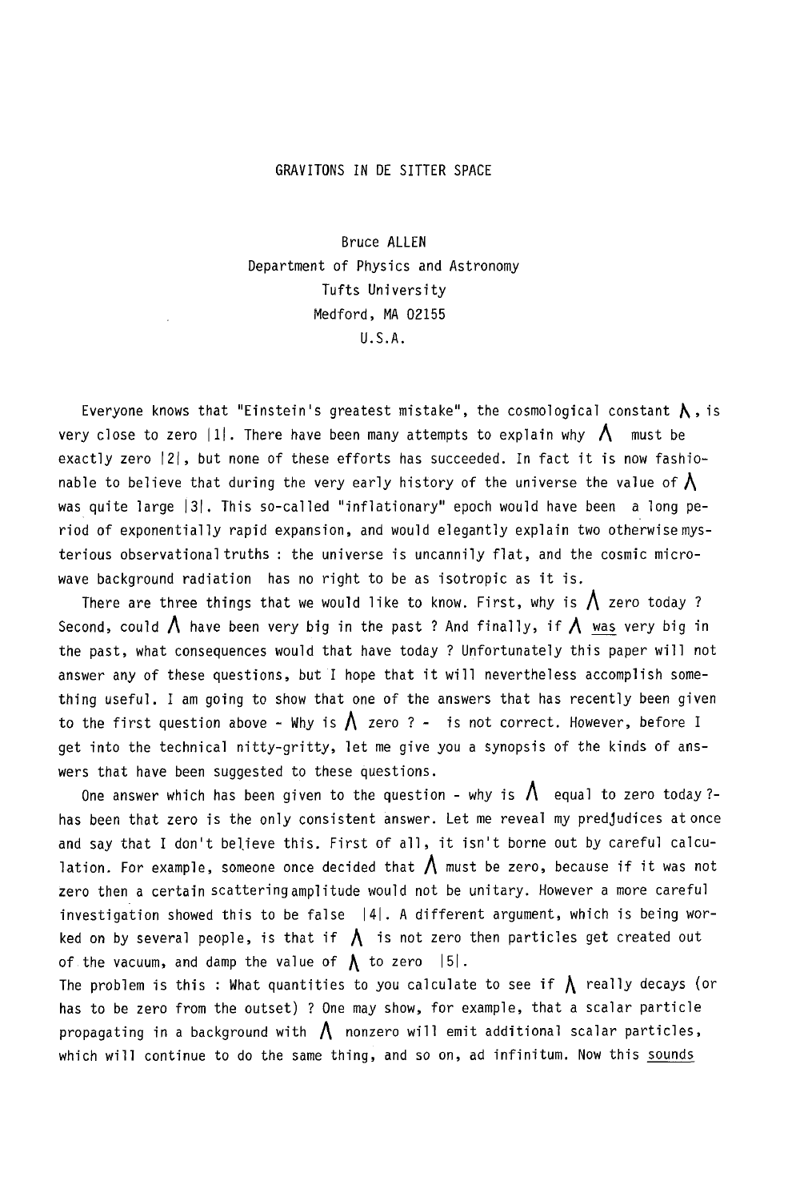# GRAVITONS IN DE SITTER SPACE

Bruce ALLEN
Department of Physics and Astronomy
Tufts University
Medford, MA 02155
U.S.A.

Everyone knows that "Einstein's greatest mistake", the cosmological constant $\Lambda$, is very close to zero |1|. There have been many attempts to explain why $\Lambda$ must be exactly zero |2|, but none of these efforts has succeeded. In fact it is now fashionable to believe that during the very early history of the universe the value of $\Lambda$ was quite large |3|. This so-called "inflationary" epoch would have been a long period of exponentially rapid expansion, and would elegantly explain two otherwise mysterious observational truths : the universe is uncannily flat, and the cosmic microwave background radiation has no right to be as isotropic as it is.

There are three things that we would like to know. First, why is $\Lambda$ zero today ? Second, could $\Lambda$ have been very big in the past ? And finally, if $\Lambda$ <u>was</u> very big in the past, what consequences would that have today ? Unfortunately this paper will not answer any of these questions, but I hope that it will nevertheless accomplish something useful. I am going to show that one of the answers that has recently been given to the first question above - Why is $\Lambda$ zero ? - is not correct. However, before I get into the technical nitty-gritty, let me give you a synopsis of the kinds of answers that have been suggested to these questions.

One answer which has been given to the question - why is $\Lambda$ equal to zero today ?- has been that zero is the only consistent answer. Let me reveal my predjudices at once and say that I don't believe this. First of all, it isn't borne out by careful calculation. For example, someone once decided that $\Lambda$ must be zero, because if it was not zero then a certain scattering amplitude would not be unitary. However a more careful investigation showed this to be false |4|. A different argument, which is being worked on by several people, is that if $\Lambda$ is not zero then particles get created out of the vacuum, and damp the value of $\Lambda$ to zero |5|.
The problem is this : What quantities to you calculate to see if $\Lambda$ really decays (or has to be zero from the outset) ? One may show, for example, that a scalar particle propagating in a background with $\Lambda$ nonzero will emit additional scalar particles, which will continue to do the same thing, and so on, ad infinitum. Now this <u>sounds</u>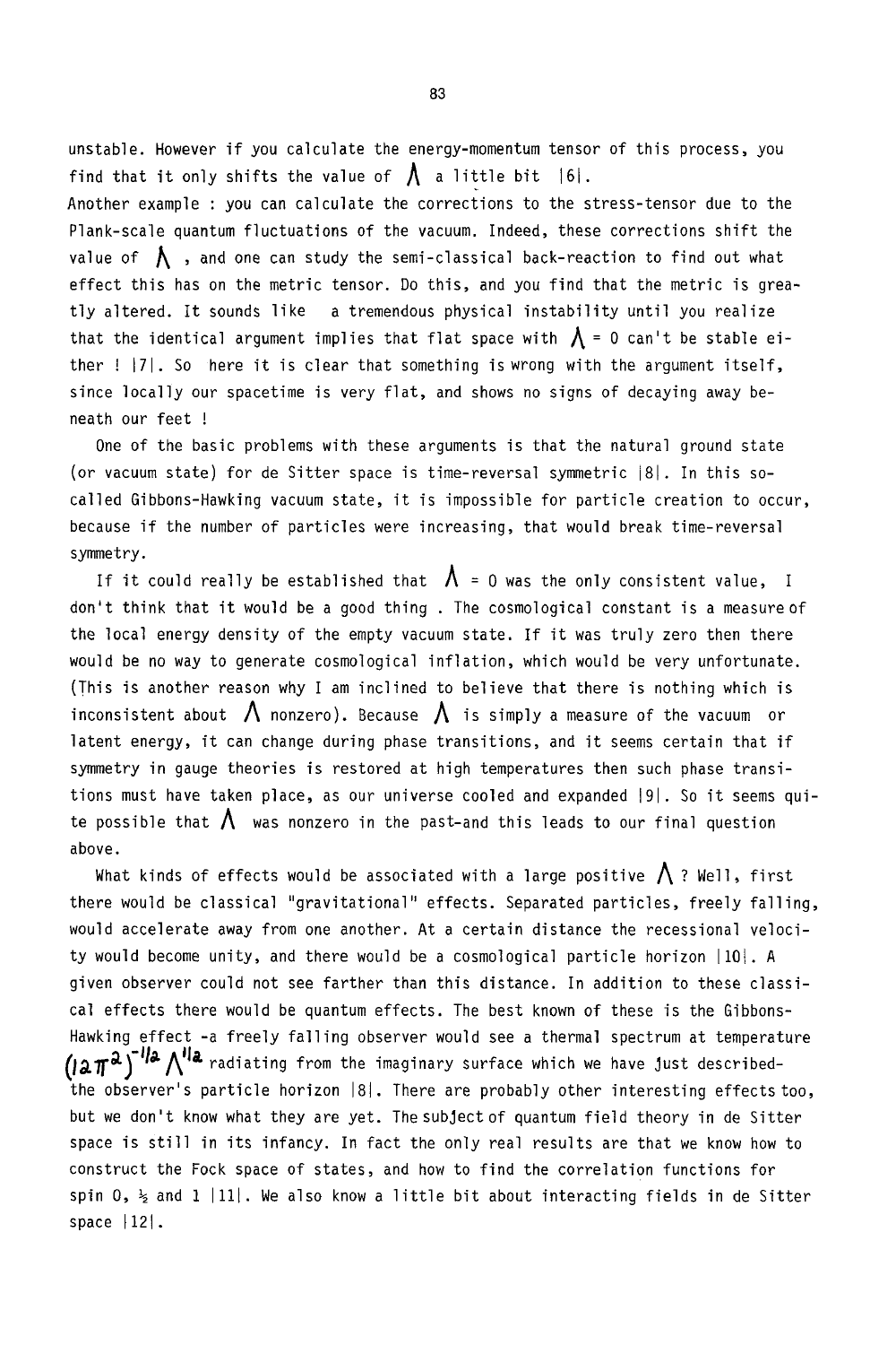unstable. However if you calculate the energy-momentum tensor of this process, you find that it only shifts the value of $\Lambda$ a little bit |6|.
Another example : you can calculate the corrections to the stress-tensor due to the Plank-scale quantum fluctuations of the vacuum. Indeed, these corrections shift the value of $\Lambda$ , and one can study the semi-classical back-reaction to find out what effect this has on the metric tensor. Do this, and you find that the metric is greatly altered. It sounds like a tremendous physical instability until you realize that the identical argument implies that flat space with $\Lambda = 0$ can't be stable either ! |7|. So here it is clear that something is wrong with the argument itself, since locally our spacetime is very flat, and shows no signs of decaying away beneath our feet !

One of the basic problems with these arguments is that the natural ground state (or vacuum state) for de Sitter space is time-reversal symmetric |8|. In this so-called Gibbons-Hawking vacuum state, it is impossible for particle creation to occur, because if the number of particles were increasing, that would break time-reversal symmetry.

If it could really be established that $\Lambda = 0$ was the only consistent value, I don't think that it would be a good thing . The cosmological constant is a measure of the local energy density of the empty vacuum state. If it was truly zero then there would be no way to generate cosmological inflation, which would be very unfortunate. (This is another reason why I am inclined to believe that there is nothing which is inconsistent about $\Lambda$ nonzero). Because $\Lambda$ is simply a measure of the vacuum or latent energy, it can change during phase transitions, and it seems certain that if symmetry in gauge theories is restored at high temperatures then such phase transitions must have taken place, as our universe cooled and expanded |9|. So it seems quite possible that $\Lambda$ was nonzero in the past-and this leads to our final question above.

What kinds of effects would be associated with a large positive $\Lambda$ ? Well, first there would be classical "gravitational" effects. Separated particles, freely falling, would accelerate away from one another. At a certain distance the recessional velocity would become unity, and there would be a cosmological particle horizon |10|. A given observer could not see farther than this distance. In addition to these classical effects there would be quantum effects. The best known of these is the Gibbons-Hawking effect -a freely falling observer would see a thermal spectrum at temperature $(12\pi^2)^{-1/2}\Lambda^{1/2}$ radiating from the imaginary surface which we have just described-the observer's particle horizon |8|. There are probably other interesting effects too, but we don't know what they are yet. The subject of quantum field theory in de Sitter space is still in its infancy. In fact the only real results are that we know how to construct the Fock space of states, and how to find the correlation functions for spin 0, ½ and 1 |11|. We also know a little bit about interacting fields in de Sitter space |12|.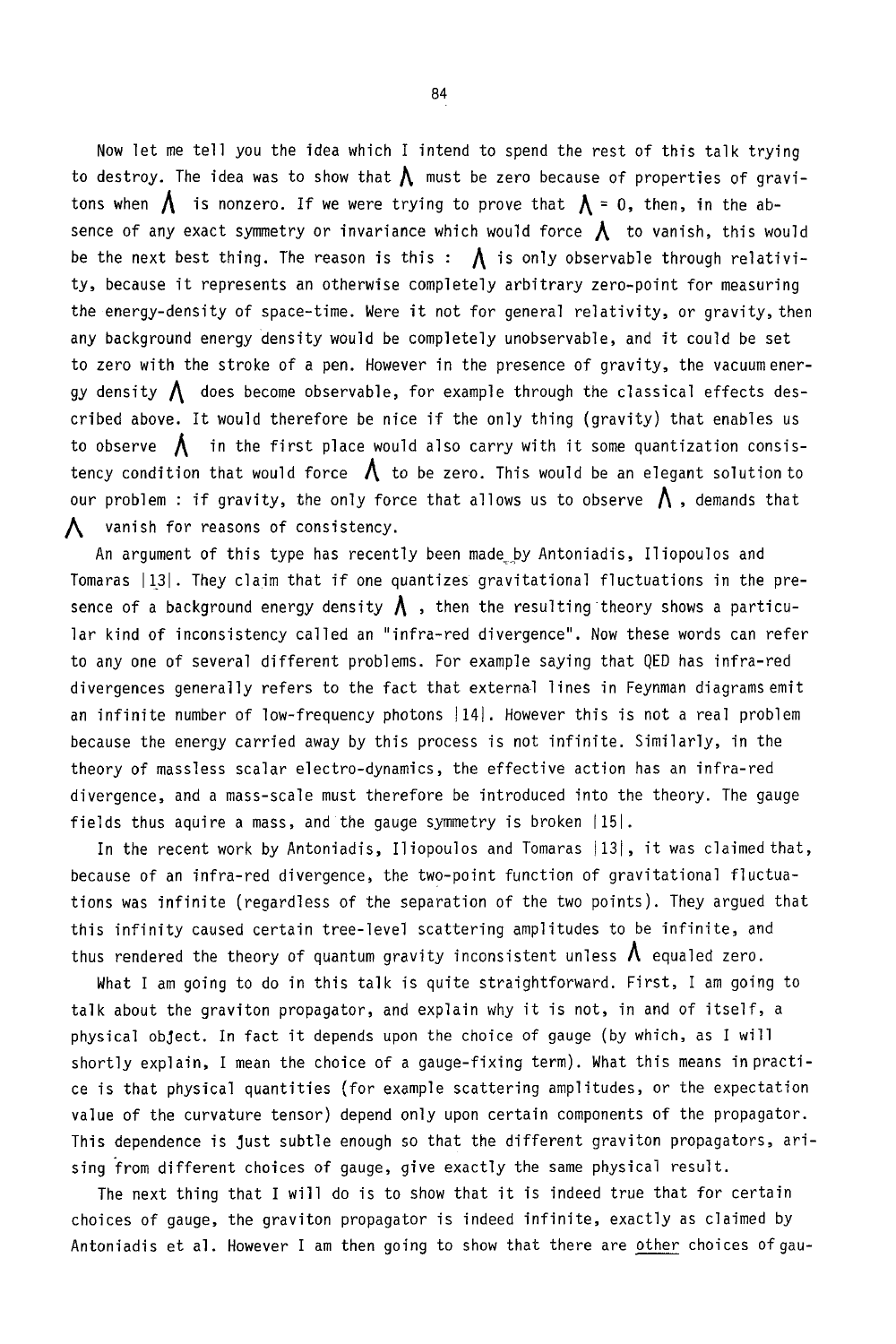Now let me tell you the idea which I intend to spend the rest of this talk trying to destroy. The idea was to show that $\Lambda$ must be zero because of properties of gravitons when $\Lambda$ is nonzero. If we were trying to prove that $\Lambda = 0$, then, in the absence of any exact symmetry or invariance which would force $\Lambda$ to vanish, this would be the next best thing. The reason is this : $\Lambda$ is only observable through relativity, because it represents an otherwise completely arbitrary zero-point for measuring the energy-density of space-time. Were it not for general relativity, or gravity, then any background energy density would be completely unobservable, and it could be set to zero with the stroke of a pen. However in the presence of gravity, the vacuum energy density $\Lambda$ does become observable, for example through the classical effects described above. It would therefore be nice if the only thing (gravity) that enables us to observe $\Lambda$ in the first place would also carry with it some quantization consistency condition that would force $\Lambda$ to be zero. This would be an elegant solution to our problem : if gravity, the only force that allows us to observe $\Lambda$, demands that $\Lambda$ vanish for reasons of consistency.

An argument of this type has recently been made by Antoniadis, Iliopoulos and Tomaras |13|. They claim that if one quantizes gravitational fluctuations in the presence of a background energy density $\Lambda$, then the resulting theory shows a particular kind of inconsistency called an "infra-red divergence". Now these words can refer to any one of several different problems. For example saying that QED has infra-red divergences generally refers to the fact that external lines in Feynman diagrams emit an infinite number of low-frequency photons |14|. However this is not a real problem because the energy carried away by this process is not infinite. Similarly, in the theory of massless scalar electro-dynamics, the effective action has an infra-red divergence, and a mass-scale must therefore be introduced into the theory. The gauge fields thus aquire a mass, and the gauge symmetry is broken |15|.

In the recent work by Antoniadis, Iliopoulos and Tomaras |13|, it was claimed that, because of an infra-red divergence, the two-point function of gravitational fluctuations was infinite (regardless of the separation of the two points). They argued that this infinity caused certain tree-level scattering amplitudes to be infinite, and thus rendered the theory of quantum gravity inconsistent unless $\Lambda$ equaled zero.

What I am going to do in this talk is quite straightforward. First, I am going to talk about the graviton propagator, and explain why it is not, in and of itself, a physical object. In fact it depends upon the choice of gauge (by which, as I will shortly explain, I mean the choice of a gauge-fixing term). What this means in practice is that physical quantities (for example scattering amplitudes, or the expectation value of the curvature tensor) depend only upon certain components of the propagator. This dependence is just subtle enough so that the different graviton propagators, arising from different choices of gauge, give exactly the same physical result.

The next thing that I will do is to show that it is indeed true that for certain choices of gauge, the graviton propagator is indeed infinite, exactly as claimed by Antoniadis et al. However I am then going to show that there are <u>other</u> choices of gau-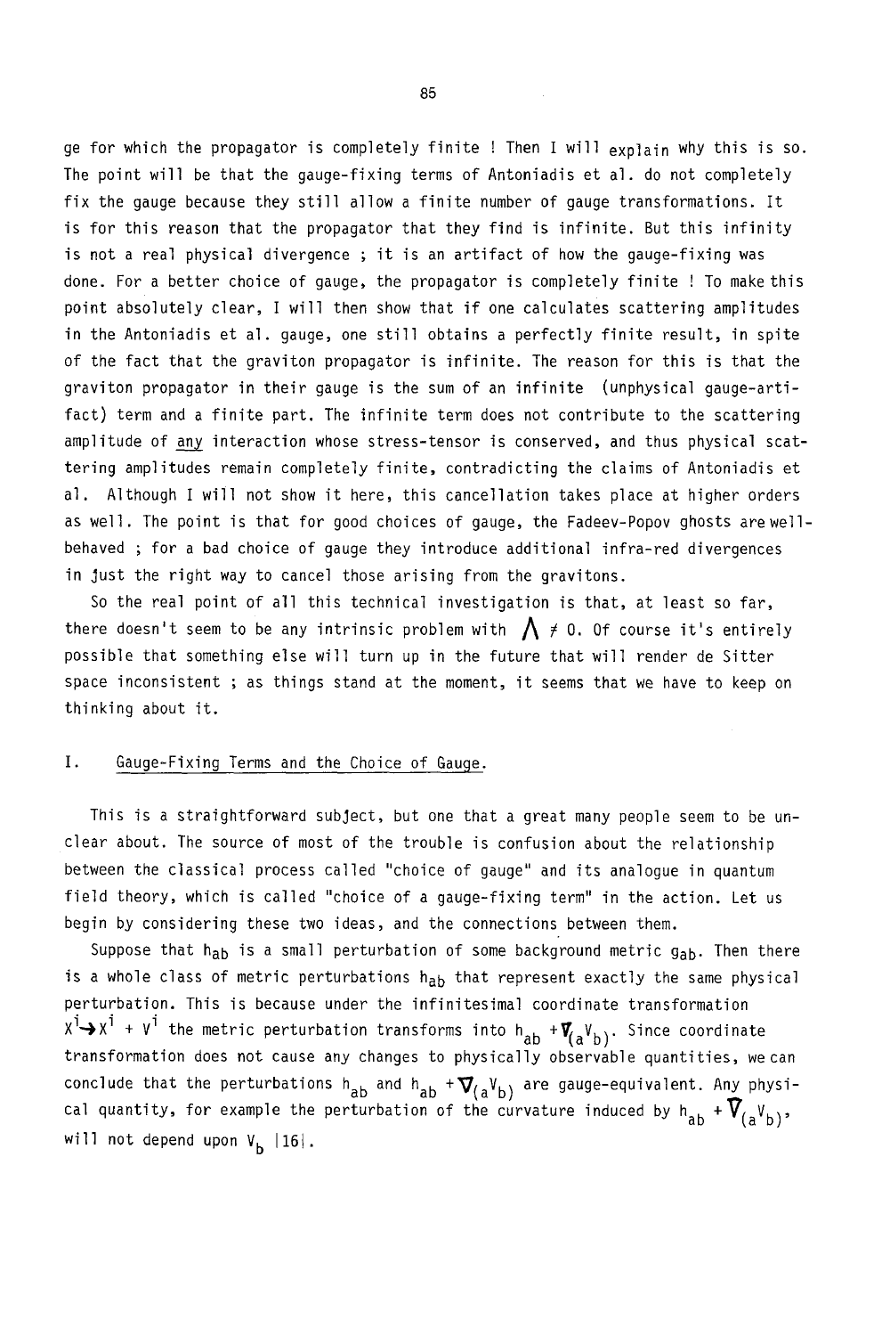ge for which the propagator is completely finite ! Then I will explain why this is so. The point will be that the gauge-fixing terms of Antoniadis et al. do not completely fix the gauge because they still allow a finite number of gauge transformations. It is for this reason that the propagator that they find is infinite. But this infinity is not a real physical divergence ; it is an artifact of how the gauge-fixing was done. For a better choice of gauge, the propagator is completely finite ! To make this point absolutely clear, I will then show that if one calculates scattering amplitudes in the Antoniadis et al. gauge, one still obtains a perfectly finite result, in spite of the fact that the graviton propagator is infinite. The reason for this is that the graviton propagator in their gauge is the sum of an infinite (unphysical gauge-artifact) term and a finite part. The infinite term does not contribute to the scattering amplitude of <u>any</u> interaction whose stress-tensor is conserved, and thus physical scattering amplitudes remain completely finite, contradicting the claims of Antoniadis et al. Although I will not show it here, this cancellation takes place at higher orders as well. The point is that for good choices of gauge, the Fadeev-Popov ghosts are well-behaved ; for a bad choice of gauge they introduce additional infra-red divergences in just the right way to cancel those arising from the gravitons.

So the real point of all this technical investigation is that, at least so far, there doesn't seem to be any intrinsic problem with $\Lambda \neq 0$. Of course it's entirely possible that something else will turn up in the future that will render de Sitter space inconsistent ; as things stand at the moment, it seems that we have to keep on thinking about it.

## I. Gauge-Fixing Terms and the Choice of Gauge.

This is a straightforward subject, but one that a great many people seem to be unclear about. The source of most of the trouble is confusion about the relationship between the classical process called "choice of gauge" and its analogue in quantum field theory, which is called "choice of a gauge-fixing term" in the action. Let us begin by considering these two ideas, and the connections between them.

Suppose that $h_{ab}$ is a small perturbation of some background metric $g_{ab}$. Then there is a whole class of metric perturbations $h_{ab}$ that represent exactly the same physical perturbation. This is because under the infinitesimal coordinate transformation $x^i \rightarrow x^i + V^i$ the metric perturbation transforms into $h_{ab} + \nabla_{(a}V_{b)}$. Since coordinate transformation does not cause any changes to physically observable quantities, we can conclude that the perturbations $h_{ab}$ and $h_{ab} + \nabla_{(a}V_{b)}$ are gauge-equivalent. Any physical quantity, for example the perturbation of the curvature induced by $h_{ab} + \nabla_{(a}V_{b)}$, will not depend upon $V_b$ |16|.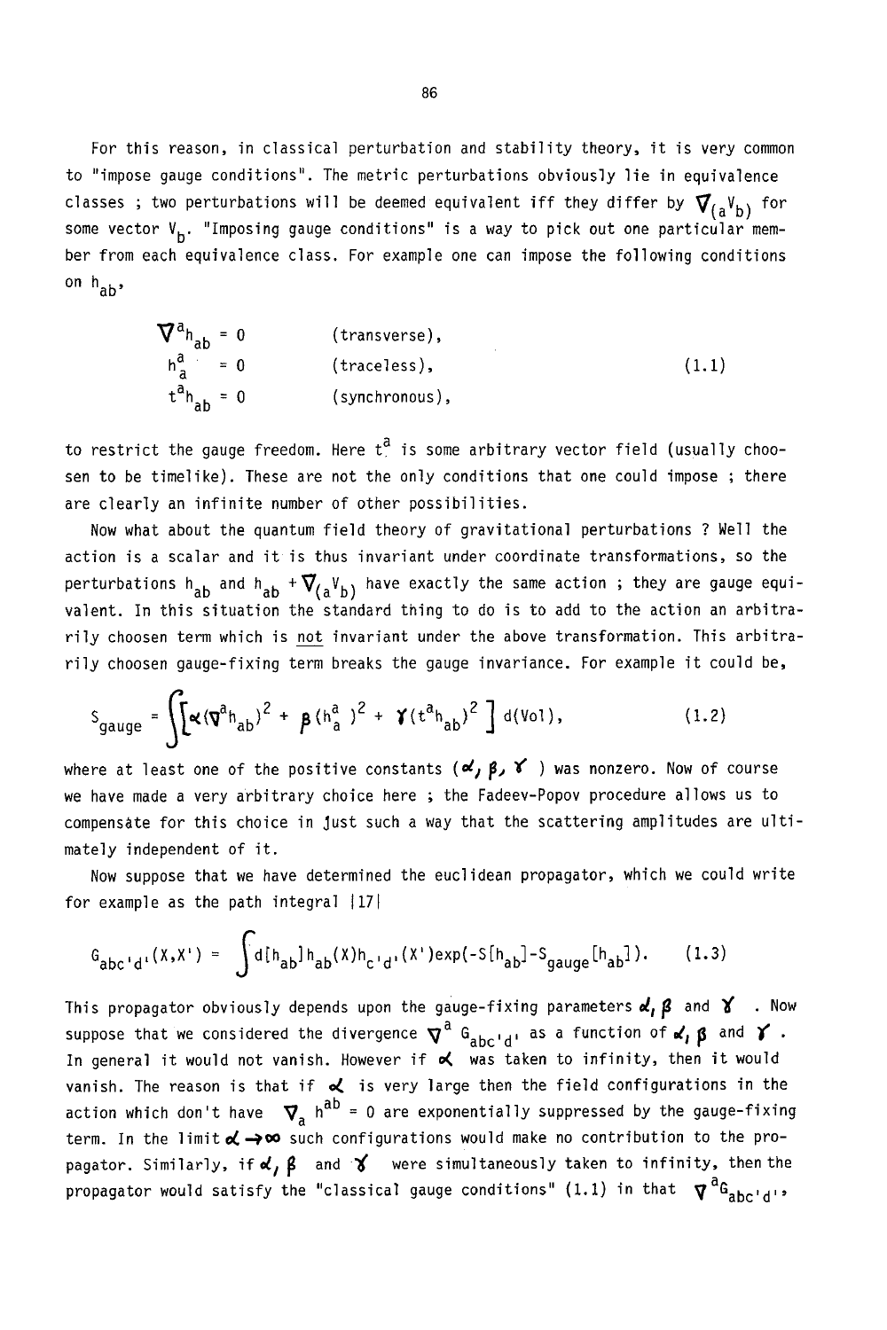For this reason, in classical perturbation and stability theory, it is very common to "impose gauge conditions". The metric perturbations obviously lie in equivalence classes ; two perturbations will be deemed equivalent iff they differ by $\nabla_{(a}V_{b)}$ for some vector $V_b$. "Imposing gauge conditions" is a way to pick out one particular member from each equivalence class. For example one can impose the following conditions on $h_{ab}$,

$$
\begin{aligned}
\nabla^a h_{ab} &= 0 \qquad \text{(transverse)},\\
h^a_a &= 0 \qquad \text{(traceless)}, \qquad\qquad (1.1)\\
t^a h_{ab} &= 0 \qquad \text{(synchronous)},
\end{aligned}
$$

to restrict the gauge freedom. Here $t^a$ is some arbitrary vector field (usually choosen to be timelike). These are not the only conditions that one could impose ; there are clearly an infinite number of other possibilities.

Now what about the quantum field theory of gravitational perturbations ? Well the action is a scalar and it is thus invariant under coordinate transformations, so the perturbations $h_{ab}$ and $h_{ab} + \nabla_{(a}V_{b)}$ have exactly the same action ; they are gauge equivalent. In this situation the standard thing to do is to add to the action an arbitrarily choosen term which is <u>not</u> invariant under the above transformation. This arbitrarily choosen gauge-fixing term breaks the gauge invariance. For example it could be,

$$S_{\text{gauge}} = \int \left[ \alpha (\nabla^a h_{ab})^2 + \beta (h^a_a)^2 + \gamma (t^a h_{ab})^2 \right] d(\text{Vol}), \qquad (1.2)$$

where at least one of the positive constants ($\alpha, \beta, \gamma$) was nonzero. Now of course we have made a very arbitrary choice here ; the Fadeev-Popov procedure allows us to compensate for this choice in just such a way that the scattering amplitudes are ultimately independent of it.

Now suppose that we have determined the euclidean propagator, which we could write for example as the path integral |17|

$$G_{abc'd'}(X,X') = \int d[h_{ab}]\, h_{ab}(X) h_{c'd'}(X') \exp(-S[h_{ab}] - S_{\text{gauge}}[h_{ab}]). \qquad (1.3)$$

This propagator obviously depends upon the gauge-fixing parameters $\alpha, \beta$ and $\gamma$ . Now suppose that we considered the divergence $\nabla^a G_{abc'd'}$ as a function of $\alpha, \beta$ and $\gamma$ . In general it would not vanish. However if $\alpha$ was taken to infinity, then it would vanish. The reason is that if $\alpha$ is very large then the field configurations in the action which don't have $\nabla_a h^{ab} = 0$ are exponentially suppressed by the gauge-fixing term. In the limit $\alpha \to \infty$ such configurations would make no contribution to the propagator. Similarly, if $\alpha, \beta$ and $\gamma$ were simultaneously taken to infinity, then the propagator would satisfy the "classical gauge conditions" (1.1) in that $\nabla^a G_{abc'd'}$,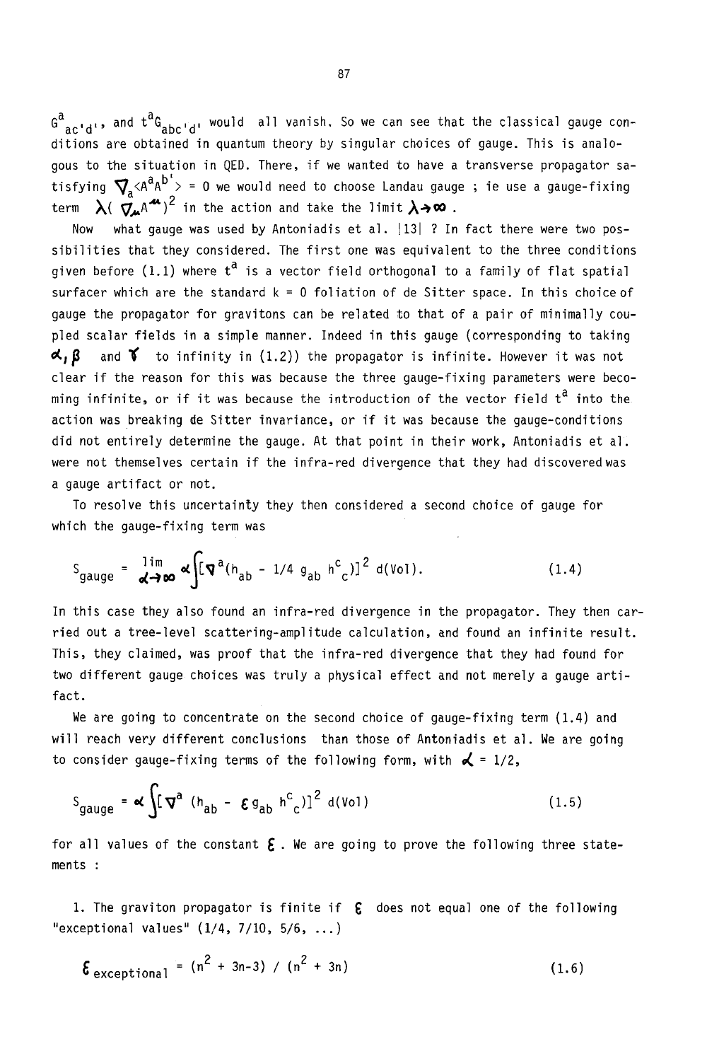$G^a{}_{ac'd'}$, and $t^a G_{abc'd'}$ would all vanish. So we can see that the classical gauge conditions are obtained in quantum theory by singular choices of gauge. This is analogous to the situation in QED. There, if we wanted to have a transverse propagator satisfying $\nabla_a \langle A^a A^{b'} \rangle = 0$ we would need to choose Landau gauge ; ie use a gauge-fixing term $\lambda(\nabla_\mu A^\mu)^2$ in the action and take the limit $\lambda \to \infty$.

Now what gauge was used by Antoniadis et al. |13| ? In fact there were two possibilities that they considered. The first one was equivalent to the three conditions given before (1.1) where $t^a$ is a vector field orthogonal to a family of flat spatial surfacer which are the standard k = 0 foliation of de Sitter space. In this choice of gauge the propagator for gravitons can be related to that of a pair of minimally coupled scalar fields in a simple manner. Indeed in this gauge (corresponding to taking $\alpha, \beta$ and $\gamma$ to infinity in (1.2)) the propagator is infinite. However it was not clear if the reason for this was because the three gauge-fixing parameters were becoming infinite, or if it was because the introduction of the vector field $t^a$ into the action was breaking de Sitter invariance, or if it was because the gauge-conditions did not entirely determine the gauge. At that point in their work, Antoniadis et al. were not themselves certain if the infra-red divergence that they had discovered was a gauge artifact or not.

To resolve this uncertainty they then considered a second choice of gauge for which the gauge-fixing term was

$$S_{gauge} = \lim_{\alpha \to \infty} \alpha \int [\nabla^a (h_{ab} - 1/4\, g_{ab}\, h^c{}_c)]^2 \, d(\mathrm{Vol}). \tag{1.4}$$

In this case they also found an infra-red divergence in the propagator. They then carried out a tree-level scattering-amplitude calculation, and found an infinite result. This, they claimed, was proof that the infra-red divergence that they had found for two different gauge choices was truly a physical effect and not merely a gauge artifact.

We are going to concentrate on the second choice of gauge-fixing term (1.4) and will reach very different conclusions than those of Antoniadis et al. We are going to consider gauge-fixing terms of the following form, with $\alpha = 1/2$,

$$S_{gauge} = \alpha \int [\nabla^a (h_{ab} - \varepsilon\, g_{ab}\, h^c{}_c)]^2 \, d(\mathrm{Vol}) \tag{1.5}$$

for all values of the constant $\varepsilon$. We are going to prove the following three statements :

1. The graviton propagator is finite if $\varepsilon$ does not equal one of the following "exceptional values" (1/4, 7/10, 5/6, ...)

$$\varepsilon_{exceptional} = (n^2 + 3n - 3) / (n^2 + 3n) \tag{1.6}$$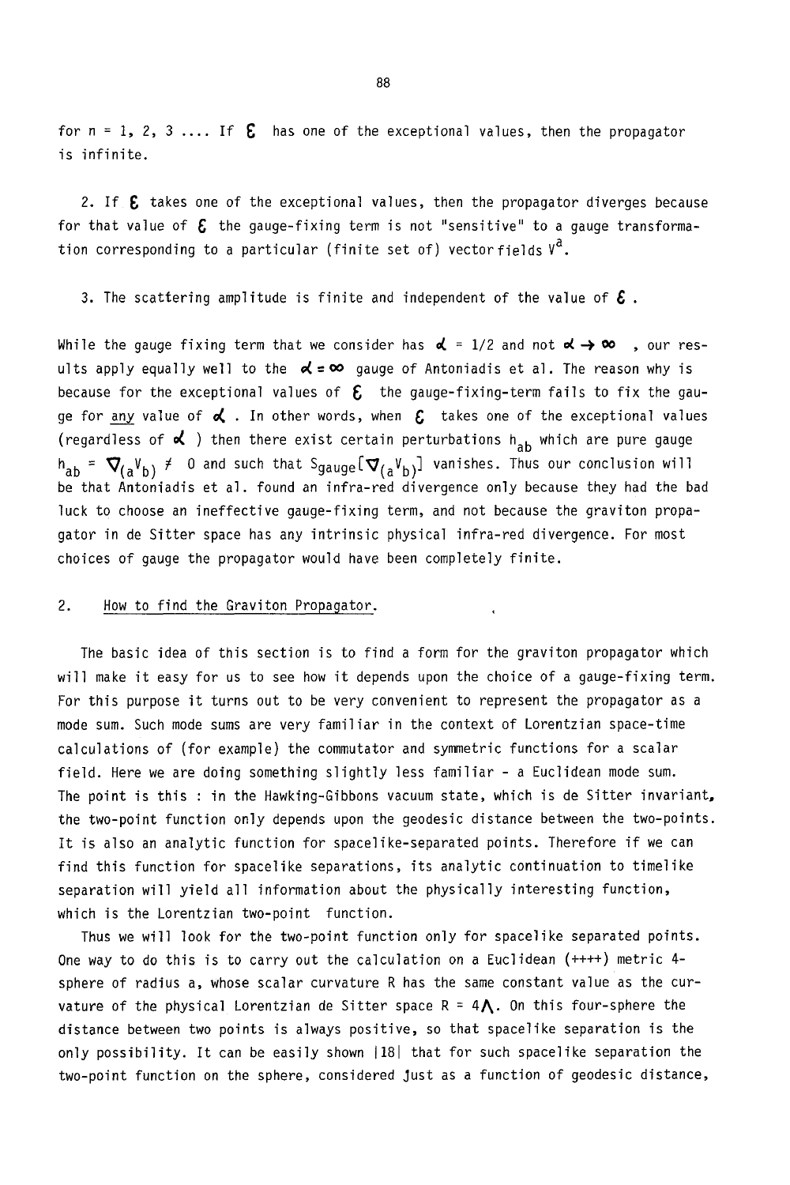for n = 1, 2, 3 .... If $\varepsilon$ has one of the exceptional values, then the propagator is infinite.

2. If $\varepsilon$ takes one of the exceptional values, then the propagator diverges because for that value of $\varepsilon$ the gauge-fixing term is not "sensitive" to a gauge transformation corresponding to a particular (finite set of) vectorfields $V^a$.

3. The scattering amplitude is finite and independent of the value of $\varepsilon$.

While the gauge fixing term that we consider has $\alpha = 1/2$ and not $\alpha \to \infty$, our results apply equally well to the $\alpha = \infty$ gauge of Antoniadis et al. The reason why is because for the exceptional values of $\varepsilon$ the gauge-fixing-term fails to fix the gauge for any value of $\alpha$. In other words, when $\varepsilon$ takes one of the exceptional values (regardless of $\alpha$) then there exist certain perturbations $h_{ab}$ which are pure gauge $h_{ab} = \nabla_{(a}V_{b)} \neq 0$ and such that $S_{gauge}[\nabla_{(a}V_{b)}]$ vanishes. Thus our conclusion will be that Antoniadis et al. found an infra-red divergence only because they had the bad luck to choose an ineffective gauge-fixing term, and not because the graviton propagator in de Sitter space has any intrinsic physical infra-red divergence. For most choices of gauge the propagator would have been completely finite.

## 2. How to find the Graviton Propagator.

The basic idea of this section is to find a form for the graviton propagator which will make it easy for us to see how it depends upon the choice of a gauge-fixing term. For this purpose it turns out to be very convenient to represent the propagator as a mode sum. Such mode sums are very familiar in the context of Lorentzian space-time calculations of (for example) the commutator and symmetric functions for a scalar field. Here we are doing something slightly less familiar - a Euclidean mode sum. The point is this : in the Hawking-Gibbons vacuum state, which is de Sitter invariant, the two-point function only depends upon the geodesic distance between the two-points. It is also an analytic function for spacelike-separated points. Therefore if we can find this function for spacelike separations, its analytic continuation to timelike separation will yield all information about the physically interesting function, which is the Lorentzian two-point function.

Thus we will look for the two-point function only for spacelike separated points. One way to do this is to carry out the calculation on a Euclidean (++++) metric 4-sphere of radius a, whose scalar curvature R has the same constant value as the curvature of the physical Lorentzian de Sitter space $R = 4\Lambda$. On this four-sphere the distance between two points is always positive, so that spacelike separation is the only possibility. It can be easily shown |18| that for such spacelike separation the two-point function on the sphere, considered just as a function of geodesic distance,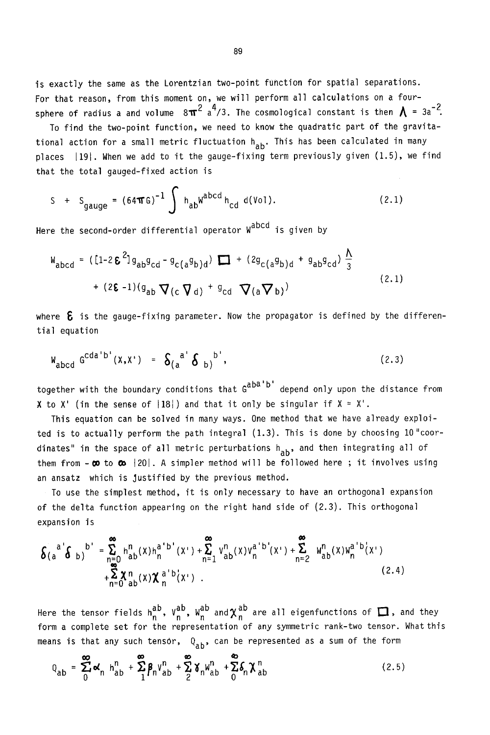is exactly the same as the Lorentzian two-point function for spatial separations. For that reason, from this moment on, we will perform all calculations on a four-sphere of radius a and volume $8\pi^2 a^4/3$. The cosmological constant is then $\Lambda = 3a^{-2}$.

To find the two-point function, we need to know the quadratic part of the gravitational action for a small metric fluctuation $h_{ab}$. This has been calculated in many places |19|. When we add to it the gauge-fixing term previously given (1.5), we find that the total gauged-fixed action is

$$S + S_{gauge} = (64\pi G)^{-1} \int h_{ab} W^{abcd} h_{cd} \, d(\mathrm{Vol}). \tag{2.1}$$

Here the second-order differential operator $W^{abcd}$ is given by

$$\begin{aligned} W_{abcd} = &\left( [1-2\varepsilon^2] g_{ab} g_{cd} - g_{c(a} g_{b)d} \right) \Box + \left( 2 g_{c(a} g_{b)d} + g_{ab} g_{cd} \right) \frac{\Lambda}{3} \\ &+ (2\varepsilon - 1)\left( g_{ab} \nabla_{(c} \nabla_{d)} + g_{cd} \nabla_{(a} \nabla_{b)} \right) \end{aligned} \tag{2.1}$$

where $\varepsilon$ is the gauge-fixing parameter. Now the propagator is defined by the differential equation

$$W_{abcd} \, G^{cda'b'}(X,X') = \delta_{(a}{}^{a'} \delta_{b)}{}^{b'}, \tag{2.3}$$

together with the boundary conditions that $G^{aba'b'}$ depend only upon the distance from X to X' (in the sense of |18|) and that it only be singular if X = X'.

This equation can be solved in many ways. One method that we have already exploited is to actually perform the path integral (1.3). This is done by choosing 10 "coordinates" in the space of all metric perturbations $h_{ab}$, and then integrating all of them from $-\infty$ to $\infty$ |20|. A simpler method will be followed here ; it involves using an ansatz which is justified by the previous method.

To use the simplest method, it is only necessary to have an orthogonal expansion of the delta function appearing on the right hand side of (2.3). This orthogonal expansion is

$$\begin{aligned} \delta_{(a}{}^{a'} \delta_{b)}{}^{b'} = &\sum_{n=0}^{\infty} h^n_{ab}(X) h^{a'b'}_n(X') + \sum_{n=1}^{\infty} v^n_{ab}(X) v^{a'b'}_n(X') + \sum_{n=2}^{\infty} w^n_{ab}(X) w^{a'b'}_n(X') \\ &+ \sum_{n=0}^{\infty} \chi^n_{ab}(X) \chi^{a'b'}_n(X') . \end{aligned} \tag{2.4}$$

Here the tensor fields $h^{ab}_n$, $v^{ab}_n$, $w^{ab}_n$ and $\chi^{ab}_n$ are all eigenfunctions of $\Box$, and they form a complete set for the representation of any symmetric rank-two tensor. What this means is that any such tensor, $Q_{ab}$, can be represented as a sum of the form

$$Q_{ab} = \sum_0^{\infty} \alpha_n h^n_{ab} + \sum_1^{\infty} \beta_n v^n_{ab} + \sum_2^{\infty} \gamma_n w^n_{ab} + \sum_0^{\infty} \delta_n \chi^n_{ab} \tag{2.5}$$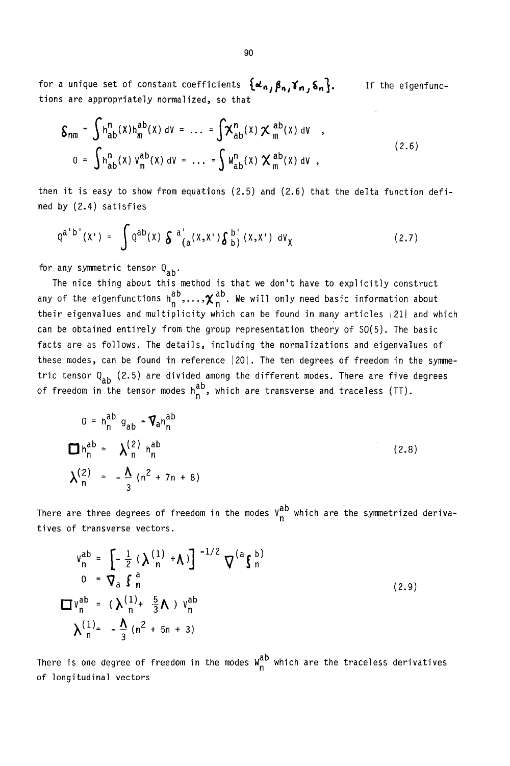for a unique set of constant coefficients $\{\alpha_n, \beta_n, \gamma_n, \delta_n\}$. If the eigenfunctions are appropriately normalized, so that

$$
\begin{aligned}
\delta_{nm} &= \int h^n_{ab}(X) h^{ab}_m(X)\, dV = \ldots = \int \chi^n_{ab}(X)\, \chi^{ab}_m(X)\, dV \;, \\
0 &= \int h^n_{ab}(X)\, V^{ab}_m(X)\, dV = \ldots = \int W^n_{ab}(X)\, \chi^{ab}_m(X)\, dV \;,
\end{aligned}
\tag{2.6}
$$

then it is easy to show from equations (2.5) and (2.6) that the delta function defined by (2.4) satisfies

$$
Q^{a'b'}(X') = \int Q^{ab}(X)\, \delta^{\,a'}_{\,(a}(X,X')\, \delta^{\,b'}_{\,b)}(X,X')\, dV_X \tag{2.7}
$$

for any symmetric tensor $Q_{ab}$.

The nice thing about this method is that we don't have to explicitly construct any of the eigenfunctions $h^{ab}_n, \ldots, \chi^{ab}_n$. We will only need basic information about their eigenvalues and multiplicity which can be found in many articles [21] and which can be obtained entirely from the group representation theory of SO(5). The basic facts are as follows. The details, including the normalizations and eigenvalues of these modes, can be found in reference [20]. The ten degrees of freedom in the symmetric tensor $Q_{ab}$ (2.5) are divided among the different modes. There are five degrees of freedom in the tensor modes $h^{ab}_n$, which are transverse and traceless (TT).

$$
\begin{aligned}
0 &= h^{ab}_n\, g_{ab} = \nabla_a h^{ab}_n \\
\Box h^{ab}_n &= \lambda^{(2)}_n\, h^{ab}_n \\
\lambda^{(2)}_n &= -\frac{\Lambda}{3}\,(n^2 + 7n + 8)
\end{aligned}
\tag{2.8}
$$

There are three degrees of freedom in the modes $V^{ab}_n$ which are the symmetrized derivatives of transverse vectors.

$$
\begin{aligned}
V^{ab}_n &= \left[-\tfrac{1}{2}\,(\lambda^{(1)}_n + \Lambda)\right]^{-1/2} \nabla^{(a}\xi^{b)}_n \\
0 &= \nabla_a\, \xi^a_n \\
\Box V^{ab}_n &= (\lambda^{(1)}_n + \tfrac{5}{3}\Lambda)\, V^{ab}_n \\
\lambda^{(1)}_n &= -\frac{\Lambda}{3}\,(n^2 + 5n + 3)
\end{aligned}
\tag{2.9}
$$

There is one degree of freedom in the modes $W^{ab}_n$ which are the traceless derivatives of longitudinal vectors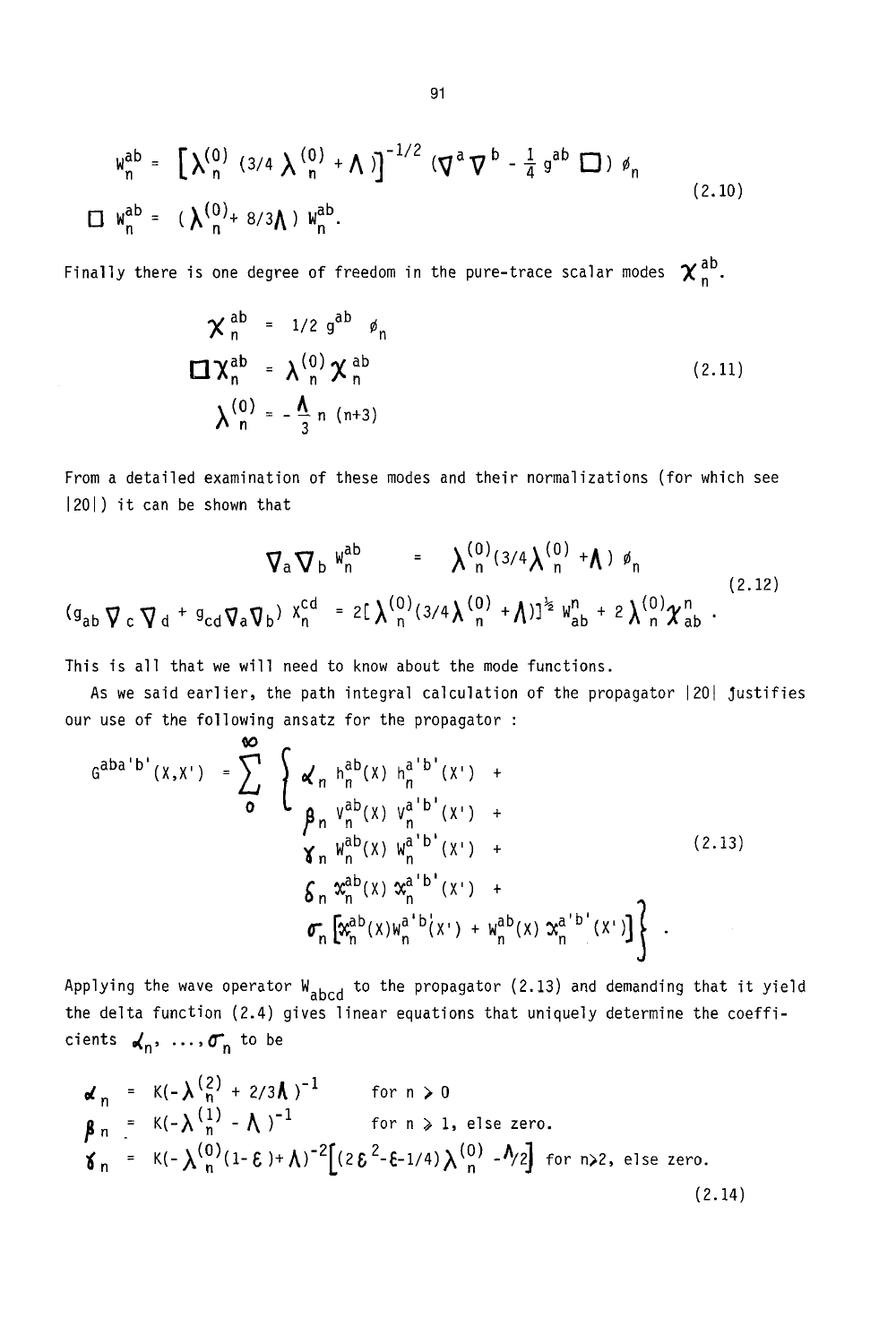$$W_n^{ab} = \left[\lambda_n^{(0)} (3/4 \lambda_n^{(0)} + \Lambda)\right]^{-1/2} (\nabla^a \nabla^b - \tfrac{1}{4} g^{ab} \Box) \phi_n$$

$$\Box W_n^{ab} = (\lambda_n^{(0)} + 8/3\Lambda) W_n^{ab}. \tag{2.10}$$

Finally there is one degree of freedom in the pure-trace scalar modes $\chi_n^{ab}$.

$$\chi_n^{ab} = 1/2\, g^{ab}\, \phi_n$$

$$\Box \chi_n^{ab} = \lambda_n^{(0)} \chi_n^{ab} \tag{2.11}$$

$$\lambda_n^{(0)} = -\frac{\Lambda}{3} n\,(n+3)$$

From a detailed examination of these modes and their normalizations (for which see [20]) it can be shown that

$$\nabla_a \nabla_b W_n^{ab} = \lambda_n^{(0)} (3/4 \lambda_n^{(0)} + \Lambda)\, \phi_n$$

$$(g_{ab} \nabla_c \nabla_d + g_{cd} \nabla_a \nabla_b)\, \chi_n^{cd} = 2[\lambda_n^{(0)} (3/4 \lambda_n^{(0)} + \Lambda)]^{\frac{1}{2}} W_{ab}^n + 2 \lambda_n^{(0)} \chi_{ab}^n . \tag{2.12}$$

This is all that we will need to know about the mode functions.

As we said earlier, the path integral calculation of the propagator [20] justifies our use of the following ansatz for the propagator :

$$G^{aba'b'}(X,X') = \sum_0^{\infty} \Big\{ \alpha_n h_n^{ab}(X)\, h_n^{a'b'}(X') + \beta_n v_n^{ab}(X)\, v_n^{a'b'}(X') + \gamma_n W_n^{ab}(X)\, W_n^{a'b'}(X') + \delta_n \chi_n^{ab}(X)\, \chi_n^{a'b'}(X') + \sigma_n \left[\chi_n^{ab}(X) W_n^{a'b'}(X') + W_n^{ab}(X)\, \chi_n^{a'b'}(X')\right] \Big\} . \tag{2.13}$$

Applying the wave operator $W_{abcd}$ to the propagator (2.13) and demanding that it yield the delta function (2.4) gives linear equations that uniquely determine the coefficients $\alpha_n, \ldots, \sigma_n$ to be

$$\alpha_n = K(-\lambda_n^{(2)} + 2/3\Lambda)^{-1} \qquad \text{for } n > 0$$

$$\beta_n = K(-\lambda_n^{(1)} - \Lambda)^{-1} \qquad \text{for } n \geq 1, \text{ else zero.}$$

$$\gamma_n = K(-\lambda_n^{(0)}(1-\epsilon) + \Lambda)^{-2}\left[(2\epsilon^2 - \epsilon - 1/4)\lambda_n^{(0)} - \Lambda/2\right] \quad \text{for } n \geq 2, \text{ else zero.} \tag{2.14}$$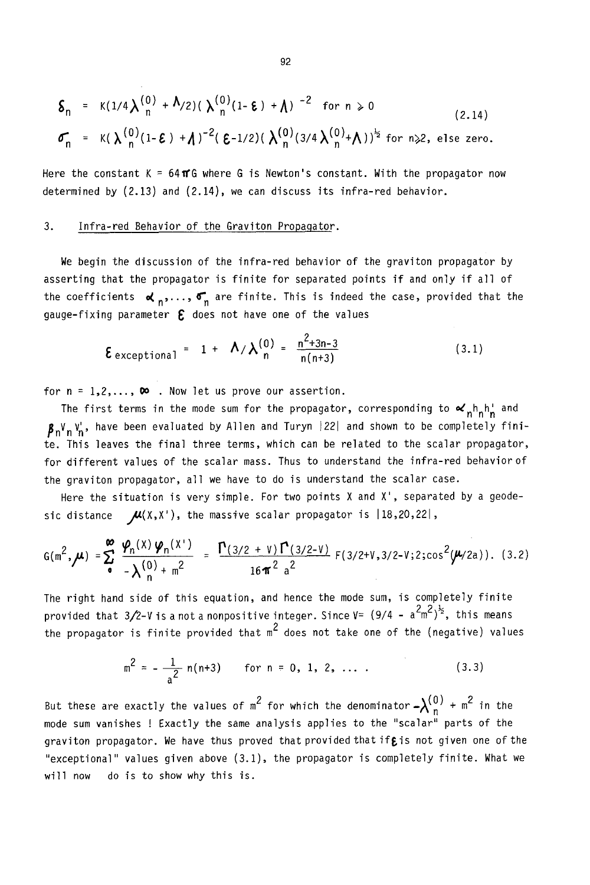$$\delta_n = K(1/4\lambda_n^{(0)} + \Lambda/2)(\lambda_n^{(0)}(1-\varepsilon) + \Lambda)^{-2} \quad \text{for } n \geqslant 0$$

$$\sigma_n = K(\lambda_n^{(0)}(1-\varepsilon) + \Lambda)^{-2}(\varepsilon - 1/2)(\lambda_n^{(0)}(3/4\lambda_n^{(0)} + \Lambda))^{\frac{1}{2}} \quad \text{for } n \geqslant 2, \text{ else zero.} \tag{2.14}$$

Here the constant $K = 64\pi G$ where $G$ is Newton's constant. With the propagator now determined by (2.13) and (2.14), we can discuss its infra-red behavior.

## 3. Infra-red Behavior of the Graviton Propagator.

We begin the discussion of the infra-red behavior of the graviton propagator by asserting that the propagator is finite for separated points if and only if all of the coefficients $\alpha_n, \ldots, \sigma_n$ are finite. This is indeed the case, provided that the gauge-fixing parameter $\varepsilon$ does not have one of the values

$$\varepsilon_{\text{exceptional}} = 1 + \Lambda/\lambda_n^{(0)} = \frac{n^2+3n-3}{n(n+3)} \tag{3.1}$$

for $n = 1, 2, \ldots, \infty$ . Now let us prove our assertion.

The first terms in the mode sum for the propagator, corresponding to $\alpha_n h_n h_n'$ and $\beta_n V_n V_n'$, have been evaluated by Allen and Turyn |22| and shown to be completely finite. This leaves the final three terms, which can be related to the scalar propagator, for different values of the scalar mass. Thus to understand the infra-red behavior of the graviton propagator, all we have to do is understand the scalar case.

Here the situation is very simple. For two points $X$ and $X'$, separated by a geodesic distance $\mu(X,X')$, the massive scalar propagator is |18,20,22|,

$$G(m^2,\mu) = \sum_0^{\infty} \frac{\varphi_n(X)\,\varphi_n(X')}{-\lambda_n^{(0)} + m^2} = \frac{\Gamma(3/2+V)\,\Gamma(3/2-V)}{16\pi^2 a^2} F(3/2+V, 3/2-V; 2; \cos^2(\mu/2a)). \tag{3.2}$$

The right hand side of this equation, and hence the mode sum, is completely finite provided that $3/2-V$ is a not a nonpositive integer. Since $V = (9/4 - a^2m^2)^{\frac{1}{2}}$, this means the propagator is finite provided that $m^2$ does not take one of the (negative) values

$$m^2 = -\frac{1}{a^2} n(n+3) \qquad \text{for } n = 0, 1, 2, \ldots \,. \tag{3.3}$$

But these are exactly the values of $m^2$ for which the denominator $-\lambda_n^{(0)} + m^2$ in the mode sum vanishes ! Exactly the same analysis applies to the "scalar" parts of the graviton propagator. We have thus proved that provided that if $\varepsilon$ is not given one of the "exceptional" values given above (3.1), the propagator is completely finite. What we will now do is to show why this is.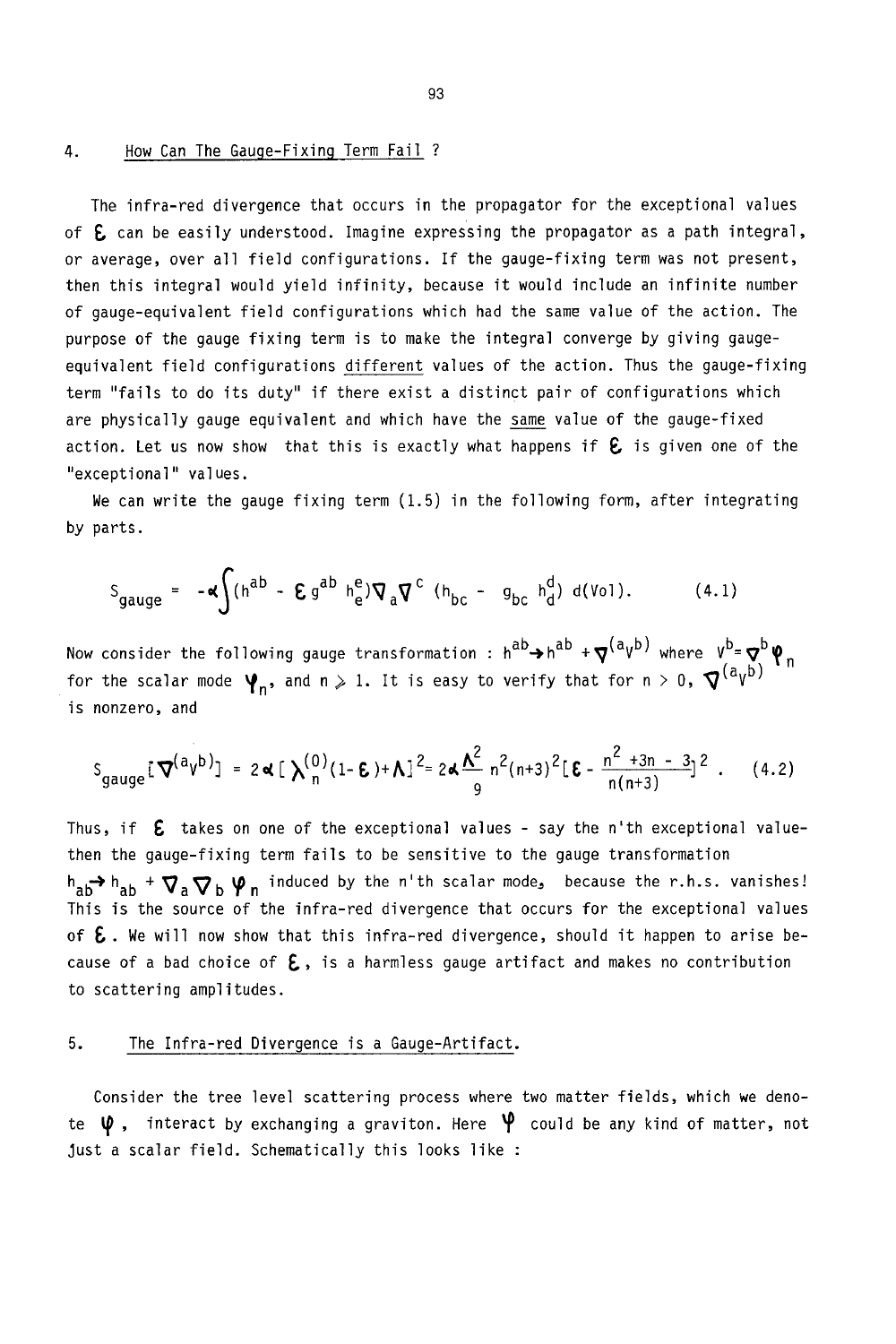## 4. How Can The Gauge-Fixing Term Fail ?

The infra-red divergence that occurs in the propagator for the exceptional values of $\epsilon$ can be easily understood. Imagine expressing the propagator as a path integral, or average, over all field configurations. If the gauge-fixing term was not present, then this integral would yield infinity, because it would include an infinite number of gauge-equivalent field configurations which had the same value of the action. The purpose of the gauge fixing term is to make the integral converge by giving gauge-equivalent field configurations _different_ values of the action. Thus the gauge-fixing term "fails to do its duty" if there exist a distinct pair of configurations which are physically gauge equivalent and which have the _same_ value of the gauge-fixed action. Let us now show that this is exactly what happens if $\epsilon$ is given one of the "exceptional" values.

We can write the gauge fixing term (1.5) in the following form, after integrating by parts.

$$S_{gauge} = -\alpha \int (h^{ab} - \epsilon\, g^{ab}\, h^e_e) \nabla_a \nabla^c (h_{bc} - g_{bc}\, h^d_d)\, d(\mathrm{Vol}). \qquad (4.1)$$

Now consider the following gauge transformation : $h^{ab} \rightarrow h^{ab} + \nabla^{(a}V^{b)}$ where $V^b = \nabla^b \varphi_n$ for the scalar mode $\varphi_n$, and $n \geqslant 1$. It is easy to verify that for $n > 0$, $\nabla^{(a}V^{b)}$ is nonzero, and

$$S_{gauge}[\nabla^{(a}V^{b)}] = 2\alpha[\lambda^{(0)}_n(1-\epsilon)+\Lambda]^2 = 2\alpha\frac{\Lambda^2}{9}n^2(n+3)^2\left[\epsilon - \frac{n^2+3n-3}{n(n+3)}\right]^2 . \qquad (4.2)$$

Thus, if $\epsilon$ takes on one of the exceptional values - say the n'th exceptional value- then the gauge-fixing term fails to be sensitive to the gauge transformation $h_{ab} \rightarrow h_{ab} + \nabla_a \nabla_b \varphi_n$ induced by the n'th scalar mode, because the r.h.s. vanishes! This is the source of the infra-red divergence that occurs for the exceptional values of $\epsilon$. We will now show that this infra-red divergence, should it happen to arise because of a bad choice of $\epsilon$, is a harmless gauge artifact and makes no contribution to scattering amplitudes.

## 5. The Infra-red Divergence is a Gauge-Artifact.

Consider the tree level scattering process where two matter fields, which we denote $\psi$, interact by exchanging a graviton. Here $\psi$ could be any kind of matter, not just a scalar field. Schematically this looks like :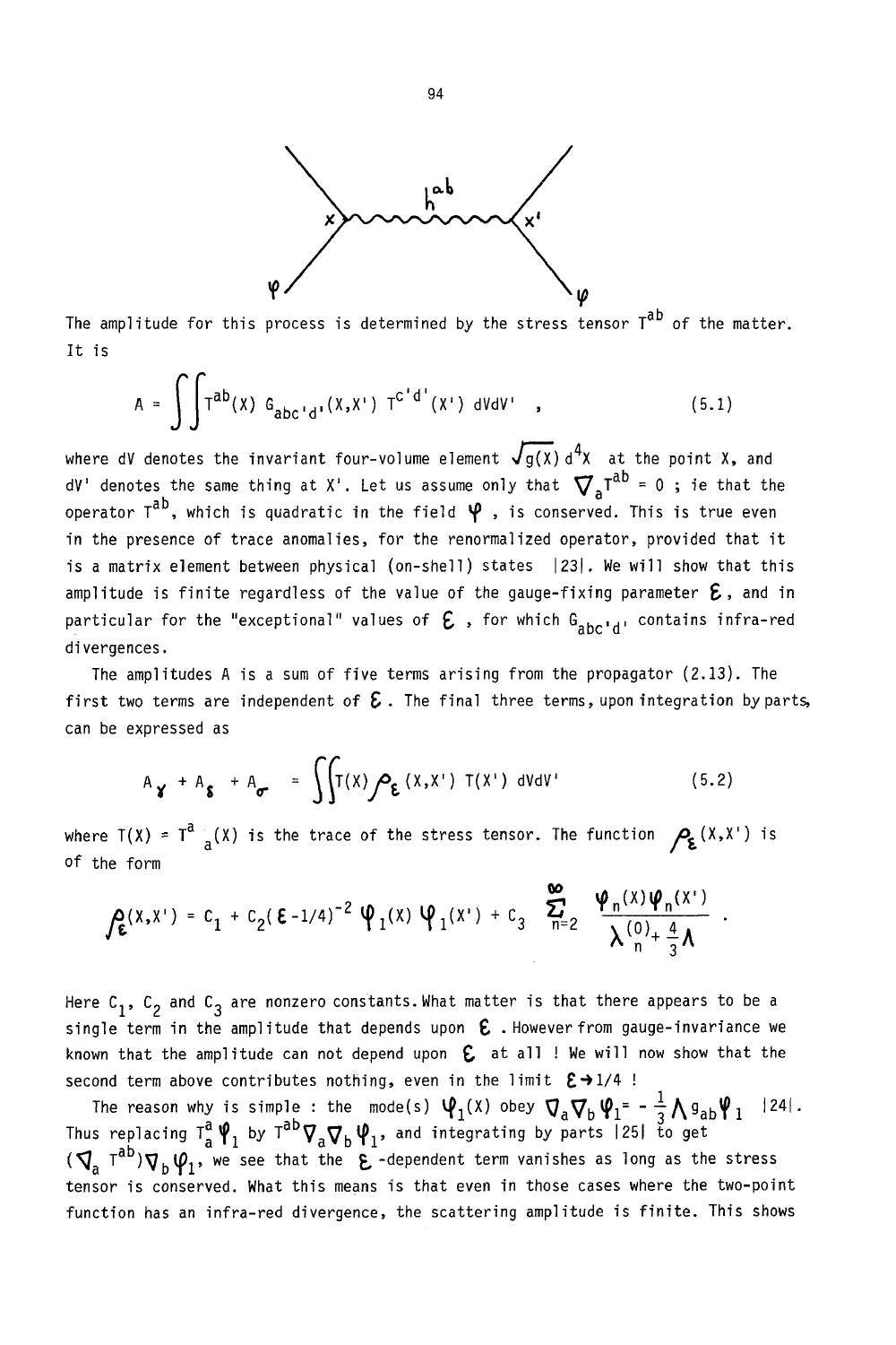The amplitude for this process is determined by the stress tensor $T^{ab}$ of the matter. It is

$$A = \iint T^{ab}(X)\, G_{abc'd'}(X,X')\, T^{c'd'}(X')\, dV dV' \quad , \tag{5.1}$$

where dV denotes the invariant four-volume element $\sqrt{g(X)}\, d^4X$ at the point X, and dV' denotes the same thing at X'. Let us assume only that $\nabla_a T^{ab} = 0$ ; ie that the operator $T^{ab}$, which is quadratic in the field $\varphi$ , is conserved. This is true even in the presence of trace anomalies, for the renormalized operator, provided that it is a matrix element between physical (on-shell) states |23|. We will show that this amplitude is finite regardless of the value of the gauge-fixing parameter $\mathcal{E}$, and in particular for the "exceptional" values of $\mathcal{E}$ , for which $G_{abc'd'}$ contains infra-red divergences.

The amplitudes A is a sum of five terms arising from the propagator (2.13). The first two terms are independent of $\mathcal{E}$. The final three terms, upon integration by parts, can be expressed as

$$A_\gamma + A_\delta + A_\sigma = \iint T(X)\, \rho_{\mathcal{E}}(X,X')\, T(X')\, dV dV' \tag{5.2}$$

where $T(X) = T^a{}_a(X)$ is the trace of the stress tensor. The function $\rho_{\mathcal{E}}(X,X')$ is of the form

$$\rho_{\mathcal{E}}(X,X') = C_1 + C_2(\mathcal{E}-1/4)^{-2}\, \varphi_1(X)\, \varphi_1(X') + C_3 \sum_{n=2}^{\infty} \frac{\varphi_n(X)\varphi_n(X')}{\lambda_n^{(0)} + \frac{4}{3}\Lambda} \ .$$

Here $C_1$, $C_2$ and $C_3$ are nonzero constants. What matter is that there appears to be a single term in the amplitude that depends upon $\mathcal{E}$ . However from gauge-invariance we known that the amplitude can not depend upon $\mathcal{E}$ at all ! We will now show that the second term above contributes nothing, even in the limit $\mathcal{E} \to 1/4$ !

The reason why is simple : the mode(s) $\varphi_1(X)$ obey $\nabla_a \nabla_b \varphi_1 = -\frac{1}{3}\Lambda g_{ab} \varphi_1$ |24|. Thus replacing $T^a_a \varphi_1$ by $T^{ab}\nabla_a\nabla_b\varphi_1$, and integrating by parts |25| to get $(\nabla_a T^{ab})\nabla_b \varphi_1$, we see that the $\mathcal{E}$-dependent term vanishes as long as the stress tensor is conserved. What this means is that even in those cases where the two-point function has an infra-red divergence, the scattering amplitude is finite. This shows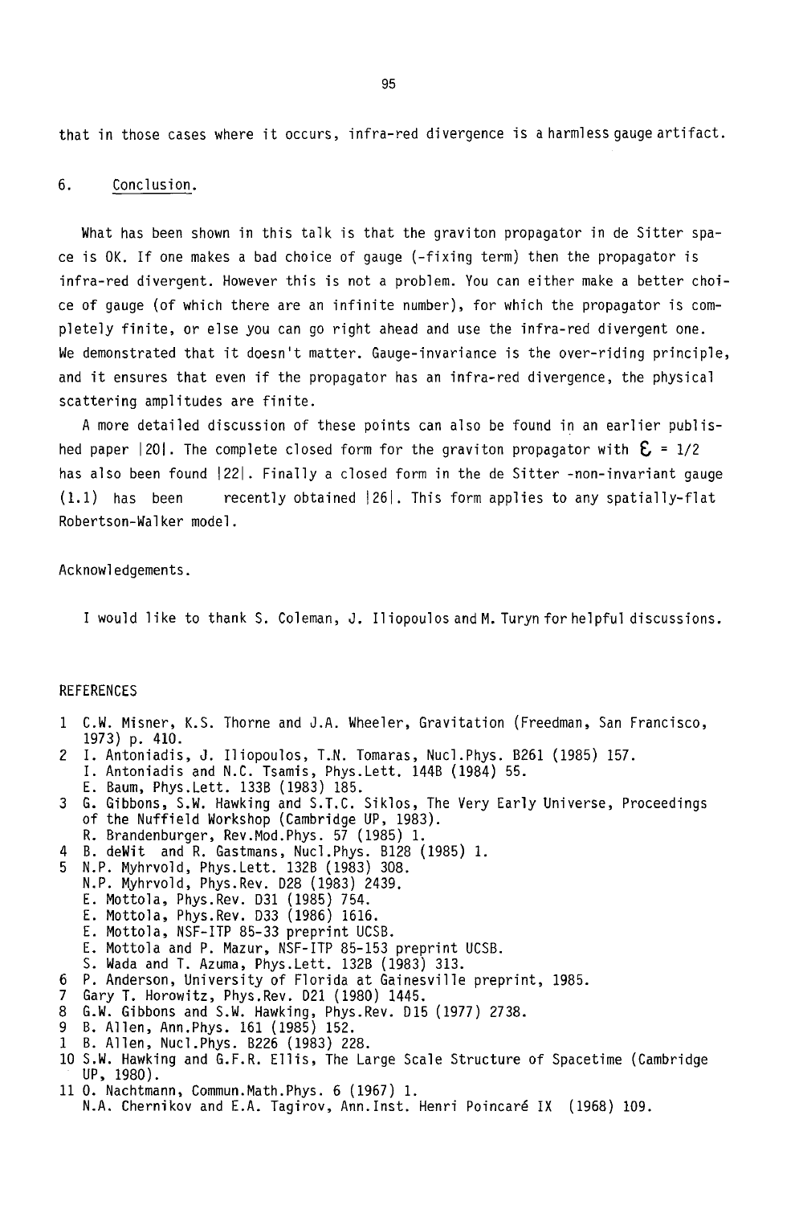that in those cases where it occurs, infra-red divergence is a harmless gauge artifact.

## 6. Conclusion.

What has been shown in this talk is that the graviton propagator in de Sitter space is OK. If one makes a bad choice of gauge (-fixing term) then the propagator is infra-red divergent. However this is not a problem. You can either make a better choice of gauge (of which there are an infinite number), for which the propagator is completely finite, or else you can go right ahead and use the infra-red divergent one. We demonstrated that it doesn't matter. Gauge-invariance is the over-riding principle, and it ensures that even if the propagator has an infra-red divergence, the physical scattering amplitudes are finite.

A more detailed discussion of these points can also be found in an earlier published paper |20|. The complete closed form for the graviton propagator with $\mathcal{E} = 1/2$ has also been found |22|. Finally a closed form in the de Sitter -non-invariant gauge (1.1) has been recently obtained |26|. This form applies to any spatially-flat Robertson-Walker model.

Acknowledgements.

I would like to thank S. Coleman, J. Iliopoulos and M. Turyn for helpful discussions.

REFERENCES

1 C.W. Misner, K.S. Thorne and J.A. Wheeler, Gravitation (Freedman, San Francisco, 1973) p. 410.
2 I. Antoniadis, J. Iliopoulos, T.N. Tomaras, Nucl.Phys. B261 (1985) 157.
   I. Antoniadis and N.C. Tsamis, Phys.Lett. 144B (1984) 55.
   E. Baum, Phys.Lett. 133B (1983) 185.
3 G. Gibbons, S.W. Hawking and S.T.C. Siklos, The Very Early Universe, Proceedings of the Nuffield Workshop (Cambridge UP, 1983).
   R. Brandenburger, Rev.Mod.Phys. 57 (1985) 1.
4 B. deWit and R. Gastmans, Nucl.Phys. B128 (1985) 1.
5 N.P. Myhrvold, Phys.Lett. 132B (1983) 308.
   N.P. Myhrvold, Phys.Rev. D28 (1983) 2439.
   E. Mottola, Phys.Rev. D31 (1985) 754.
   E. Mottola, Phys.Rev. D33 (1986) 1616.
   E. Mottola, NSF-ITP 85-33 preprint UCSB.
   E. Mottola and P. Mazur, NSF-ITP 85-153 preprint UCSB.
   S. Wada and T. Azuma, Phys.Lett. 132B (1983) 313.
6 P. Anderson, University of Florida at Gainesville preprint, 1985.
7 Gary T. Horowitz, Phys.Rev. D21 (1980) 1445.
8 G.W. Gibbons and S.W. Hawking, Phys.Rev. D15 (1977) 2738.
9 B. Allen, Ann.Phys. 161 (1985) 152.
1 B. Allen, Nucl.Phys. B226 (1983) 228.
10 S.W. Hawking and G.F.R. Ellis, The Large Scale Structure of Spacetime (Cambridge UP, 1980).
11 O. Nachtmann, Commun.Math.Phys. 6 (1967) 1.
   N.A. Chernikov and E.A. Tagirov, Ann.Inst. Henri Poincaré IX (1968) 109.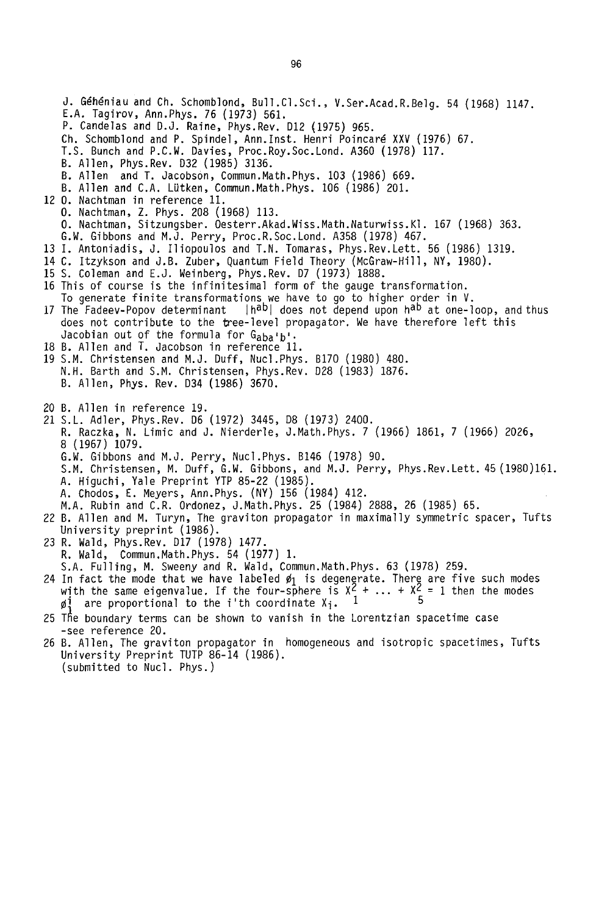J. Géhéniau and Ch. Schomblond, Bull.Cl.Sci., V.Ser.Acad.R.Belg. 54 (1968) 1147.
E.A. Tagirov, Ann.Phys. 76 (1973) 561.
P. Candelas and D.J. Raine, Phys.Rev. D12 (1975) 965.
Ch. Schomblond and P. Spindel, Ann.Inst. Henri Poincaré XXV (1976) 67.
T.S. Bunch and P.C.W. Davies, Proc.Roy.Soc.Lond. A360 (1978) 117.
B. Allen, Phys.Rev. D32 (1985) 3136.
B. Allen and T. Jacobson, Commun.Math.Phys. 103 (1986) 669.
B. Allen and C.A. Lütken, Commun.Math.Phys. 106 (1986) 201.

12 O. Nachtman in reference 11.
O. Nachtman, Z. Phys. 208 (1968) 113.
O. Nachtman, Sitzungsber. Oesterr.Akad.Wiss.Math.Naturwiss.Kl. 167 (1968) 363.
G.W. Gibbons and M.J. Perry, Proc.R.Soc.Lond. A358 (1978) 467.

13 I. Antoniadis, J. Iliopoulos and T.N. Tomaras, Phys.Rev.Lett. 56 (1986) 1319.

14 C. Itzykson and J.B. Zuber, Quantum Field Theory (McGraw-Hill, NY, 1980).

15 S. Coleman and E.J. Weinberg, Phys.Rev. D7 (1973) 1888.

16 This of course is the infinitesimal form of the gauge transformation. To generate finite transformations we have to go to higher order in V.

17 The Fadeev-Popov determinant $|h^{ab}|$ does not depend upon $h^{ab}$ at one-loop, and thus does not contribute to the tree-level propagator. We have therefore left this Jacobian out of the formula for $G_{aba'b'}$.

18 B. Allen and T. Jacobson in reference 11.

19 S.M. Christensen and M.J. Duff, Nucl.Phys. B170 (1980) 480.
N.H. Barth and S.M. Christensen, Phys.Rev. D28 (1983) 1876.
B. Allen, Phys. Rev. D34 (1986) 3670.

20 B. Allen in reference 19.

21 S.L. Adler, Phys.Rev. D6 (1972) 3445, D8 (1973) 2400.
R. Raczka, N. Limic and J. Nierderle, J.Math.Phys. 7 (1966) 1861, 7 (1966) 2026, 8 (1967) 1079.
G.W. Gibbons and M.J. Perry, Nucl.Phys. B146 (1978) 90.
S.M. Christensen, M. Duff, G.W. Gibbons, and M.J. Perry, Phys.Rev.Lett. 45 (1980) 161.
A. Higuchi, Yale Preprint YTP 85-22 (1985).
A. Chodos, E. Meyers, Ann.Phys. (NY) 156 (1984) 412.
M.A. Rubin and C.R. Ordonez, J.Math.Phys. 25 (1984) 2888, 26 (1985) 65.

22 B. Allen and M. Turyn, The graviton propagator in maximally symmetric spacer, Tufts University preprint (1986).

23 R. Wald, Phys.Rev. D17 (1978) 1477.
R. Wald, Commun.Math.Phys. 54 (1977) 1.
S.A. Fulling, M. Sweeny and R. Wald, Commun.Math.Phys. 63 (1978) 259.

24 In fact the mode that we have labeled $\phi_1$ is degenerate. There are five such modes with the same eigenvalue. If the four-sphere is $X_1^2 + \ldots + X_5^2 = 1$ then the modes $\phi_1^i$ are proportional to the i'th coordinate $X_i$.

25 The boundary terms can be shown to vanish in the Lorentzian spacetime case -see reference 20.

26 B. Allen, The graviton propagator in homogeneous and isotropic spacetimes, Tufts University Preprint TUTP 86-14 (1986).
(submitted to Nucl. Phys.)